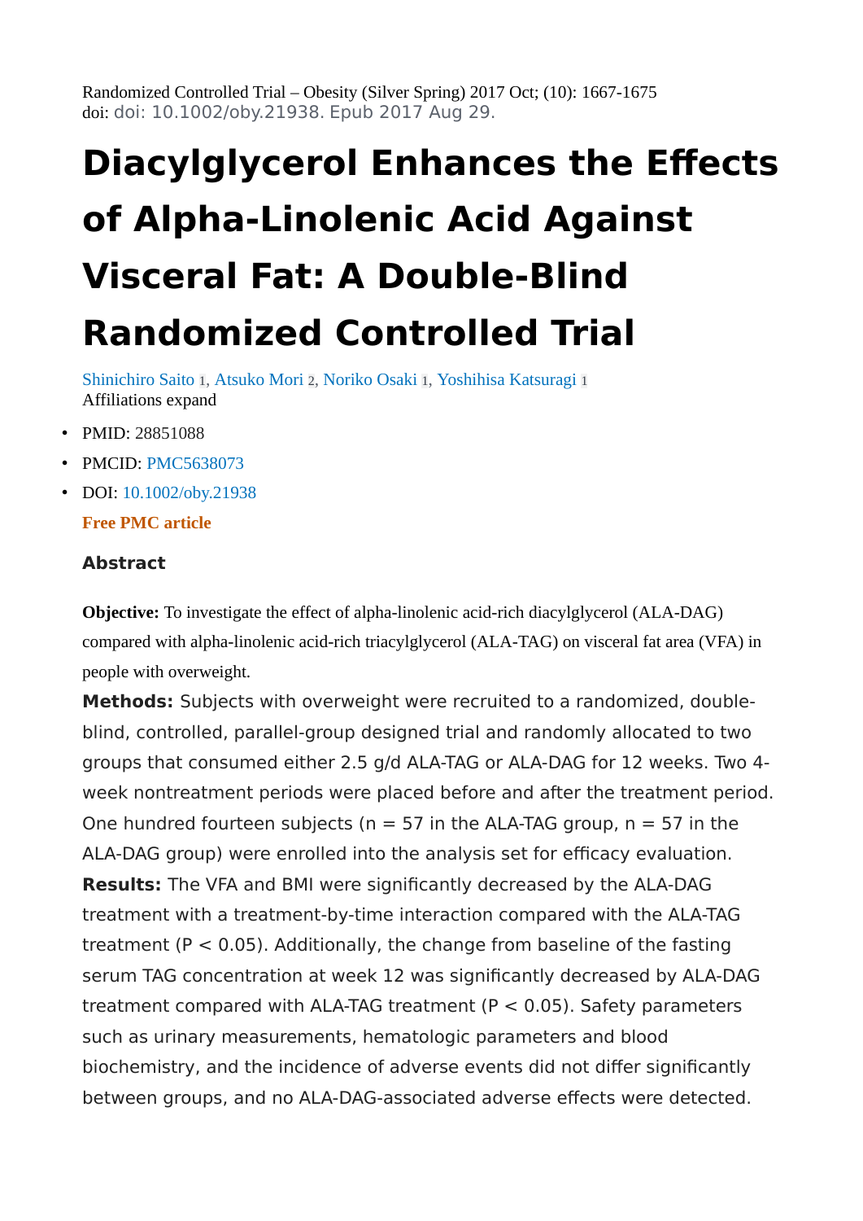Randomized Controlled Trial – Obesity (Silver Spring) 2017 Oct; (10): 1667-1675
doi: doi: 10.1002/oby.21938. Epub 2017 Aug 29.

# Diacylglycerol Enhances the Effects of Alpha-Linolenic Acid Against Visceral Fat: A Double-Blind Randomized Controlled Trial

Shinichiro Saito [1], Atsuko Mori [2], Noriko Osaki [1], Yoshihisa Katsuragi [1]
Affiliations expand

- PMID: 28851088
- PMCID: PMC5638073
- DOI: 10.1002/oby.21938

**Free PMC article**

### Abstract

**Objective:** To investigate the effect of alpha-linolenic acid-rich diacylglycerol (ALA-DAG) compared with alpha-linolenic acid-rich triacylglycerol (ALA-TAG) on visceral fat area (VFA) in people with overweight.

**Methods:** Subjects with overweight were recruited to a randomized, double-blind, controlled, parallel-group designed trial and randomly allocated to two groups that consumed either 2.5 g/d ALA-TAG or ALA-DAG for 12 weeks. Two 4-week nontreatment periods were placed before and after the treatment period. One hundred fourteen subjects (n = 57 in the ALA-TAG group, n = 57 in the ALA-DAG group) were enrolled into the analysis set for efficacy evaluation.

**Results:** The VFA and BMI were significantly decreased by the ALA-DAG treatment with a treatment-by-time interaction compared with the ALA-TAG treatment ($P < 0.05$). Additionally, the change from baseline of the fasting serum TAG concentration at week 12 was significantly decreased by ALA-DAG treatment compared with ALA-TAG treatment ($P < 0.05$). Safety parameters such as urinary measurements, hematologic parameters and blood biochemistry, and the incidence of adverse events did not differ significantly between groups, and no ALA-DAG-associated adverse effects were detected.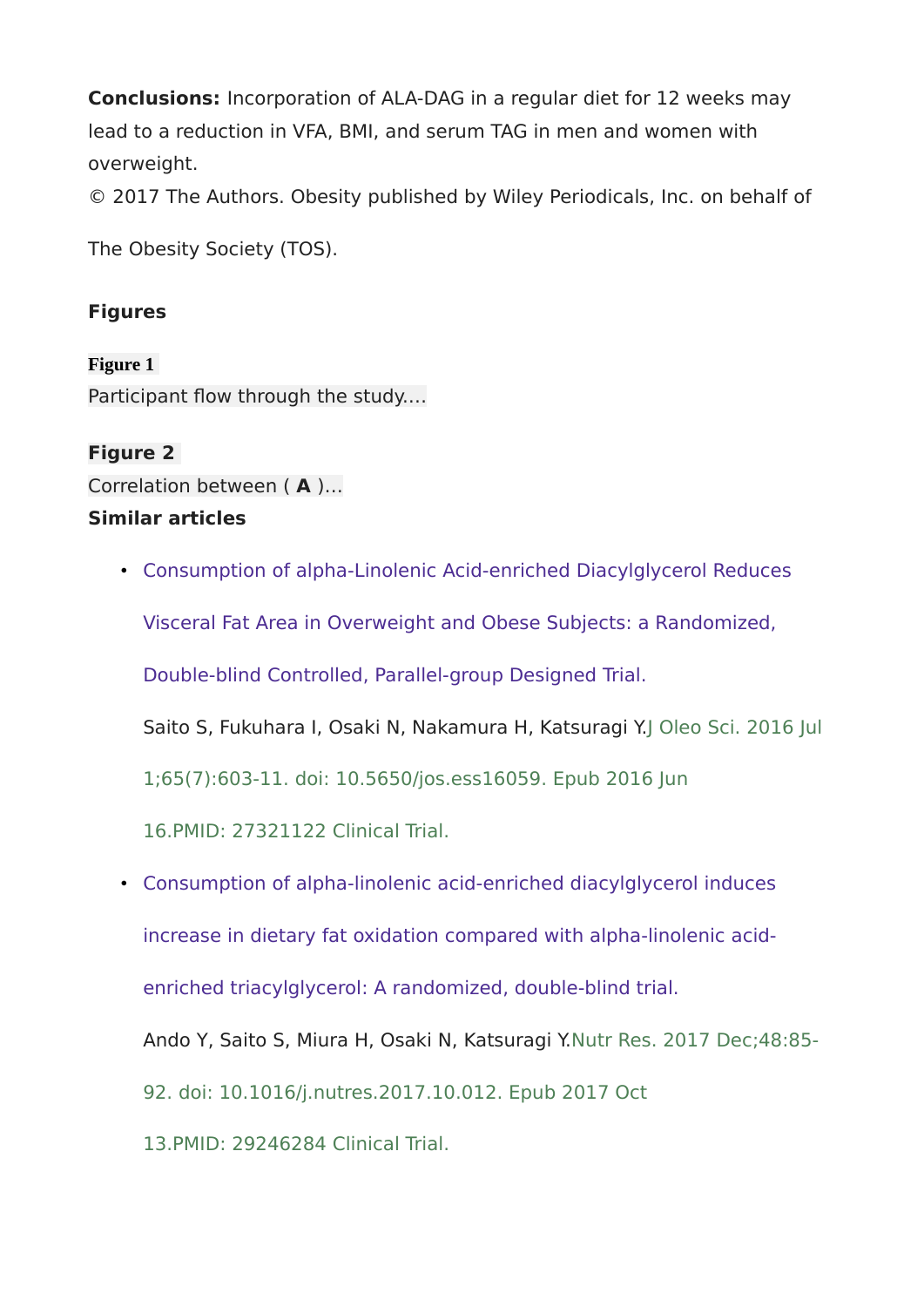**Conclusions:** Incorporation of ALA-DAG in a regular diet for 12 weeks may lead to a reduction in VFA, BMI, and serum TAG in men and women with overweight.

© 2017 The Authors. Obesity published by Wiley Periodicals, Inc. on behalf of The Obesity Society (TOS).

## Figures

**Figure 1**

Participant flow through the study....

**Figure 2**

Correlation between ( **A** )...

## Similar articles

- Consumption of alpha-Linolenic Acid-enriched Diacylglycerol Reduces Visceral Fat Area in Overweight and Obese Subjects: a Randomized, Double-blind Controlled, Parallel-group Designed Trial.

  Saito S, Fukuhara I, Osaki N, Nakamura H, Katsuragi Y. J Oleo Sci. 2016 Jul 1;65(7):603-11. doi: 10.5650/jos.ess16059. Epub 2016 Jun 16. PMID: 27321122 Clinical Trial.

- Consumption of alpha-linolenic acid-enriched diacylglycerol induces increase in dietary fat oxidation compared with alpha-linolenic acid-enriched triacylglycerol: A randomized, double-blind trial.

  Ando Y, Saito S, Miura H, Osaki N, Katsuragi Y. Nutr Res. 2017 Dec;48:85-92. doi: 10.1016/j.nutres.2017.10.012. Epub 2017 Oct 13. PMID: 29246284 Clinical Trial.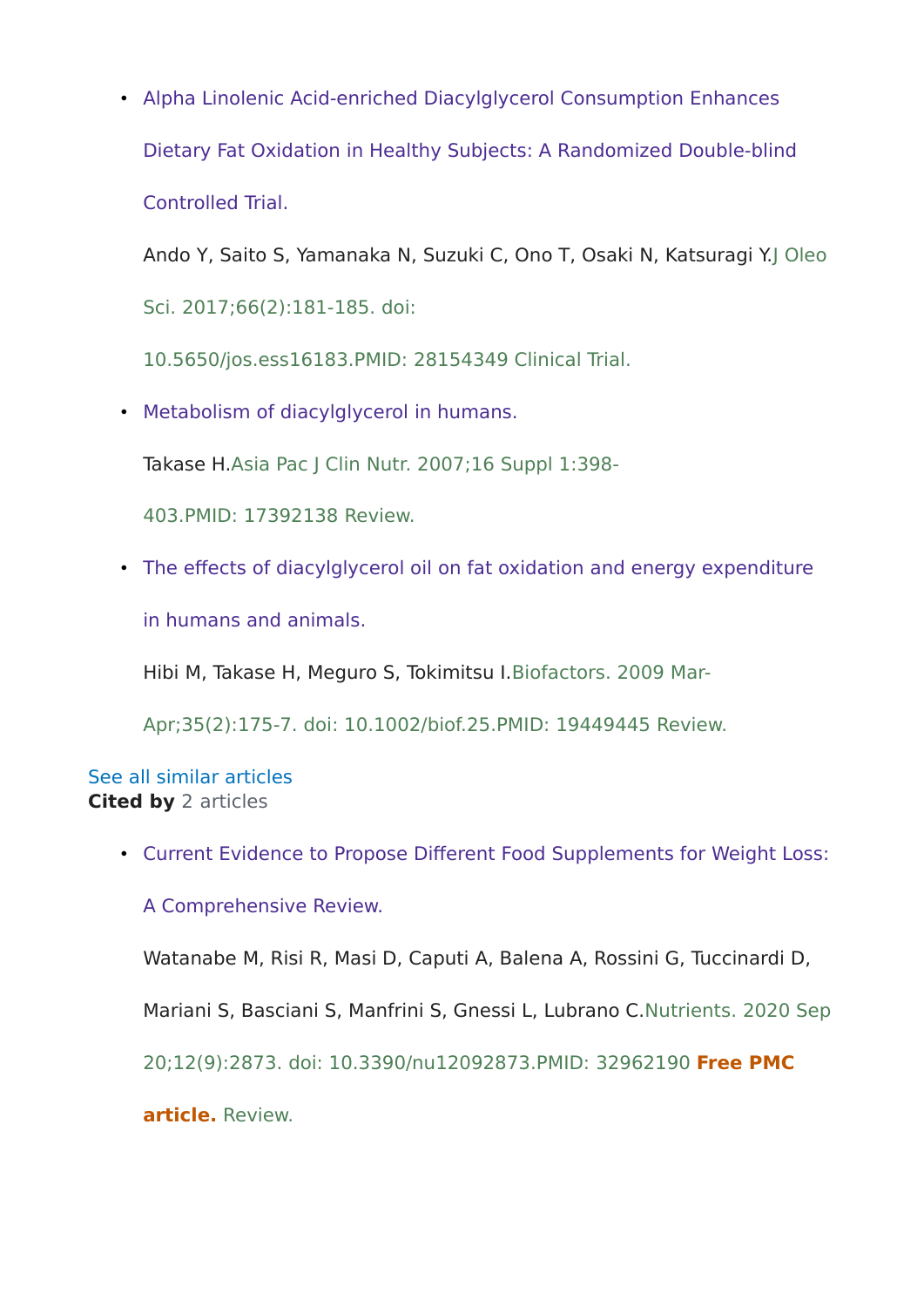- Alpha Linolenic Acid-enriched Diacylglycerol Consumption Enhances Dietary Fat Oxidation in Healthy Subjects: A Randomized Double-blind Controlled Trial.

  Ando Y, Saito S, Yamanaka N, Suzuki C, Ono T, Osaki N, Katsuragi Y.J Oleo Sci. 2017;66(2):181-185. doi: 10.5650/jos.ess16183.PMID: 28154349 Clinical Trial.

- Metabolism of diacylglycerol in humans.

  Takase H.Asia Pac J Clin Nutr. 2007;16 Suppl 1:398-403.PMID: 17392138 Review.

- The effects of diacylglycerol oil on fat oxidation and energy expenditure in humans and animals.

  Hibi M, Takase H, Meguro S, Tokimitsu I.Biofactors. 2009 Mar-Apr;35(2):175-7. doi: 10.1002/biof.25.PMID: 19449445 Review.

See all similar articles

**Cited by** 2 articles

- Current Evidence to Propose Different Food Supplements for Weight Loss: A Comprehensive Review.

  Watanabe M, Risi R, Masi D, Caputi A, Balena A, Rossini G, Tuccinardi D, Mariani S, Basciani S, Manfrini S, Gnessi L, Lubrano C.Nutrients. 2020 Sep 20;12(9):2873. doi: 10.3390/nu12092873.PMID: 32962190 **Free PMC article.** Review.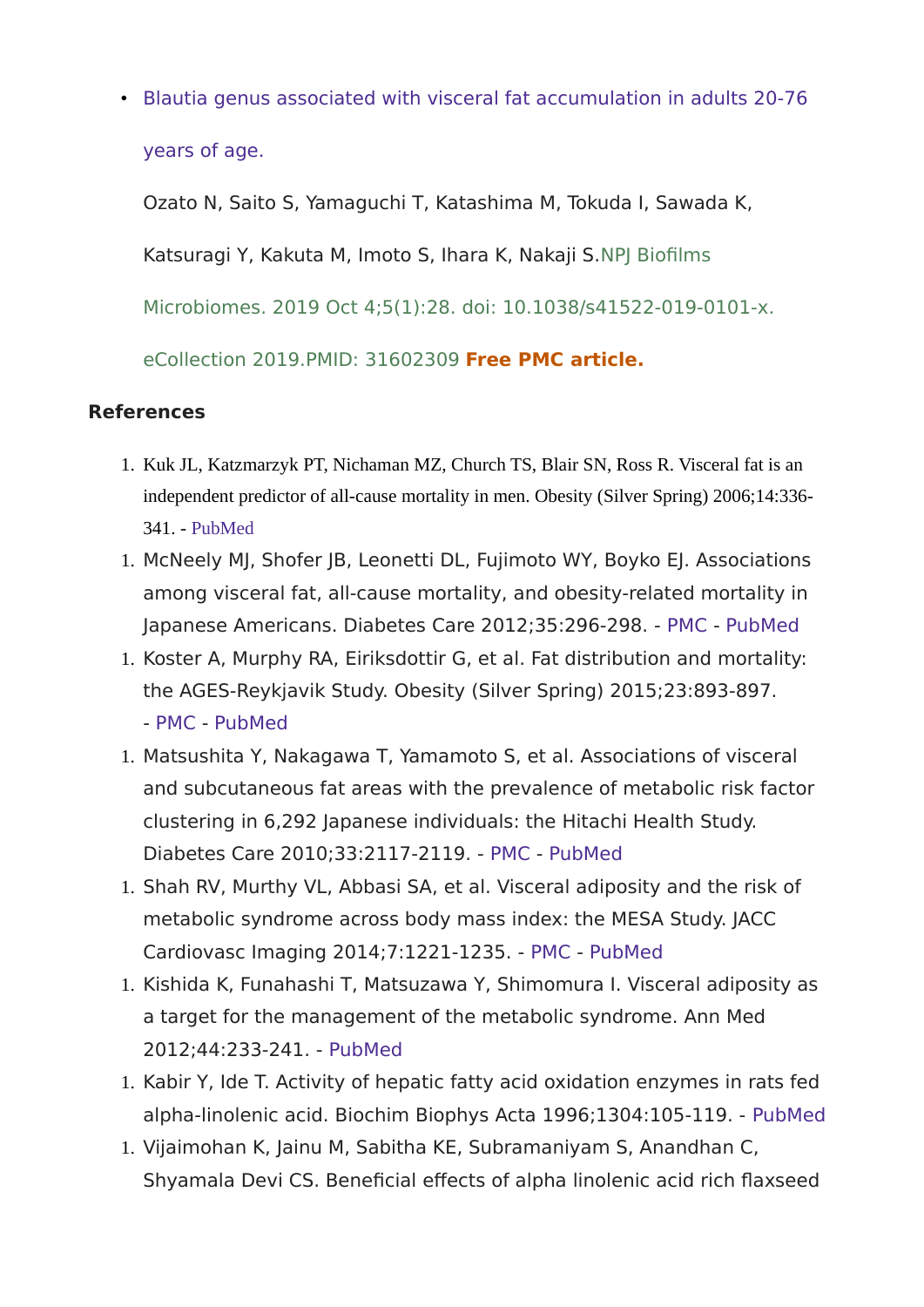- Blautia genus associated with visceral fat accumulation in adults 20-76 years of age.

  Ozato N, Saito S, Yamaguchi T, Katashima M, Tokuda I, Sawada K, Katsuragi Y, Kakuta M, Imoto S, Ihara K, Nakaji S.NPJ Biofilms Microbiomes. 2019 Oct 4;5(1):28. doi: 10.1038/s41522-019-0101-x. eCollection 2019.PMID: 31602309 **Free PMC article.**

**References**

1. Kuk JL, Katzmarzyk PT, Nichaman MZ, Church TS, Blair SN, Ross R. Visceral fat is an independent predictor of all-cause mortality in men. Obesity (Silver Spring) 2006;14:336-341. - PubMed
1. McNeely MJ, Shofer JB, Leonetti DL, Fujimoto WY, Boyko EJ. Associations among visceral fat, all-cause mortality, and obesity-related mortality in Japanese Americans. Diabetes Care 2012;35:296-298. - PMC - PubMed
1. Koster A, Murphy RA, Eiriksdottir G, et al. Fat distribution and mortality: the AGES-Reykjavik Study. Obesity (Silver Spring) 2015;23:893-897. - PMC - PubMed
1. Matsushita Y, Nakagawa T, Yamamoto S, et al. Associations of visceral and subcutaneous fat areas with the prevalence of metabolic risk factor clustering in 6,292 Japanese individuals: the Hitachi Health Study. Diabetes Care 2010;33:2117-2119. - PMC - PubMed
1. Shah RV, Murthy VL, Abbasi SA, et al. Visceral adiposity and the risk of metabolic syndrome across body mass index: the MESA Study. JACC Cardiovasc Imaging 2014;7:1221-1235. - PMC - PubMed
1. Kishida K, Funahashi T, Matsuzawa Y, Shimomura I. Visceral adiposity as a target for the management of the metabolic syndrome. Ann Med 2012;44:233-241. - PubMed
1. Kabir Y, Ide T. Activity of hepatic fatty acid oxidation enzymes in rats fed alpha-linolenic acid. Biochim Biophys Acta 1996;1304:105-119. - PubMed
1. Vijaimohan K, Jainu M, Sabitha KE, Subramaniyam S, Anandhan C, Shyamala Devi CS. Beneficial effects of alpha linolenic acid rich flaxseed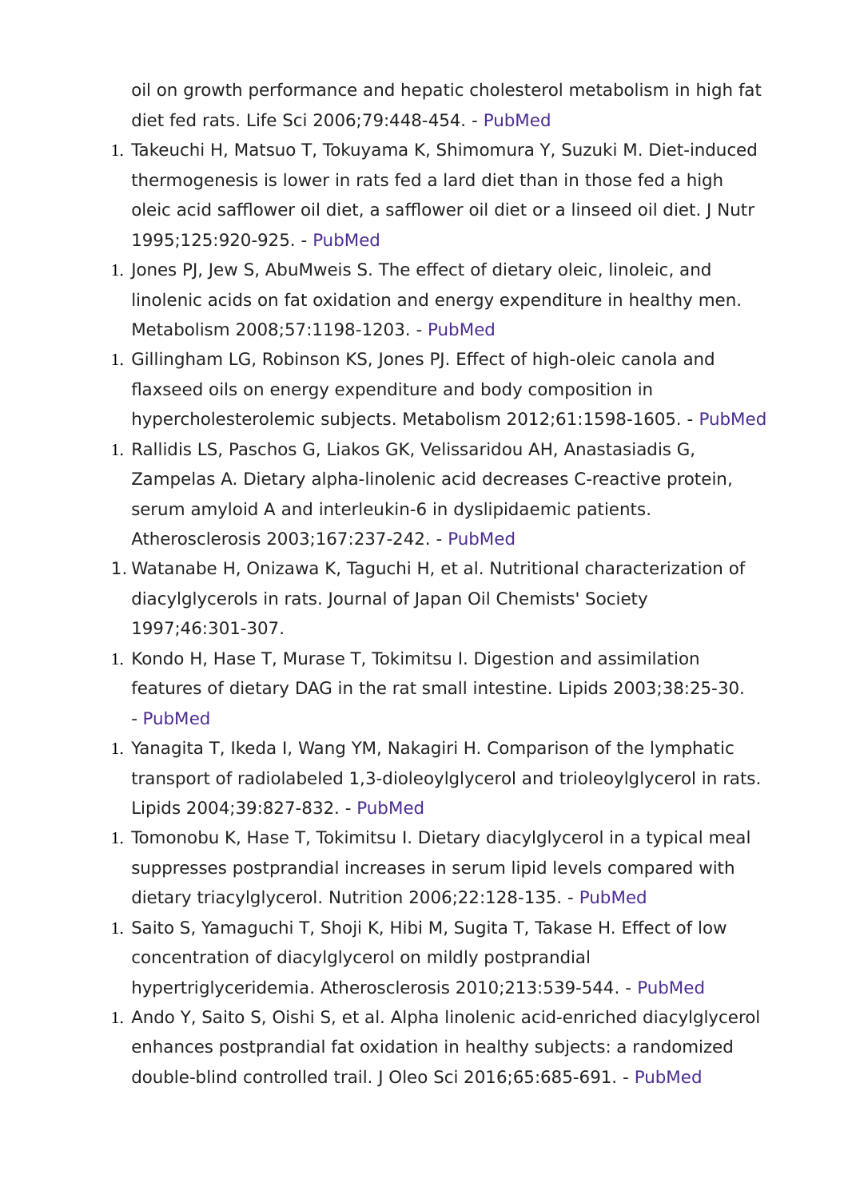oil on growth performance and hepatic cholesterol metabolism in high fat diet fed rats. Life Sci 2006;79:448-454. - PubMed

1. Takeuchi H, Matsuo T, Tokuyama K, Shimomura Y, Suzuki M. Diet-induced thermogenesis is lower in rats fed a lard diet than in those fed a high oleic acid safflower oil diet, a safflower oil diet or a linseed oil diet. J Nutr 1995;125:920-925. - PubMed
1. Jones PJ, Jew S, AbuMweis S. The effect of dietary oleic, linoleic, and linolenic acids on fat oxidation and energy expenditure in healthy men. Metabolism 2008;57:1198-1203. - PubMed
1. Gillingham LG, Robinson KS, Jones PJ. Effect of high-oleic canola and flaxseed oils on energy expenditure and body composition in hypercholesterolemic subjects. Metabolism 2012;61:1598-1605. - PubMed
1. Rallidis LS, Paschos G, Liakos GK, Velissaridou AH, Anastasiadis G, Zampelas A. Dietary alpha-linolenic acid decreases C-reactive protein, serum amyloid A and interleukin-6 in dyslipidaemic patients. Atherosclerosis 2003;167:237-242. - PubMed
1. Watanabe H, Onizawa K, Taguchi H, et al. Nutritional characterization of diacylglycerols in rats. Journal of Japan Oil Chemists' Society 1997;46:301-307.
1. Kondo H, Hase T, Murase T, Tokimitsu I. Digestion and assimilation features of dietary DAG in the rat small intestine. Lipids 2003;38:25-30. - PubMed
1. Yanagita T, Ikeda I, Wang YM, Nakagiri H. Comparison of the lymphatic transport of radiolabeled 1,3-dioleoylglycerol and trioleoylglycerol in rats. Lipids 2004;39:827-832. - PubMed
1. Tomonobu K, Hase T, Tokimitsu I. Dietary diacylglycerol in a typical meal suppresses postprandial increases in serum lipid levels compared with dietary triacylglycerol. Nutrition 2006;22:128-135. - PubMed
1. Saito S, Yamaguchi T, Shoji K, Hibi M, Sugita T, Takase H. Effect of low concentration of diacylglycerol on mildly postprandial hypertriglyceridemia. Atherosclerosis 2010;213:539-544. - PubMed
1. Ando Y, Saito S, Oishi S, et al. Alpha linolenic acid-enriched diacylglycerol enhances postprandial fat oxidation in healthy subjects: a randomized double-blind controlled trail. J Oleo Sci 2016;65:685-691. - PubMed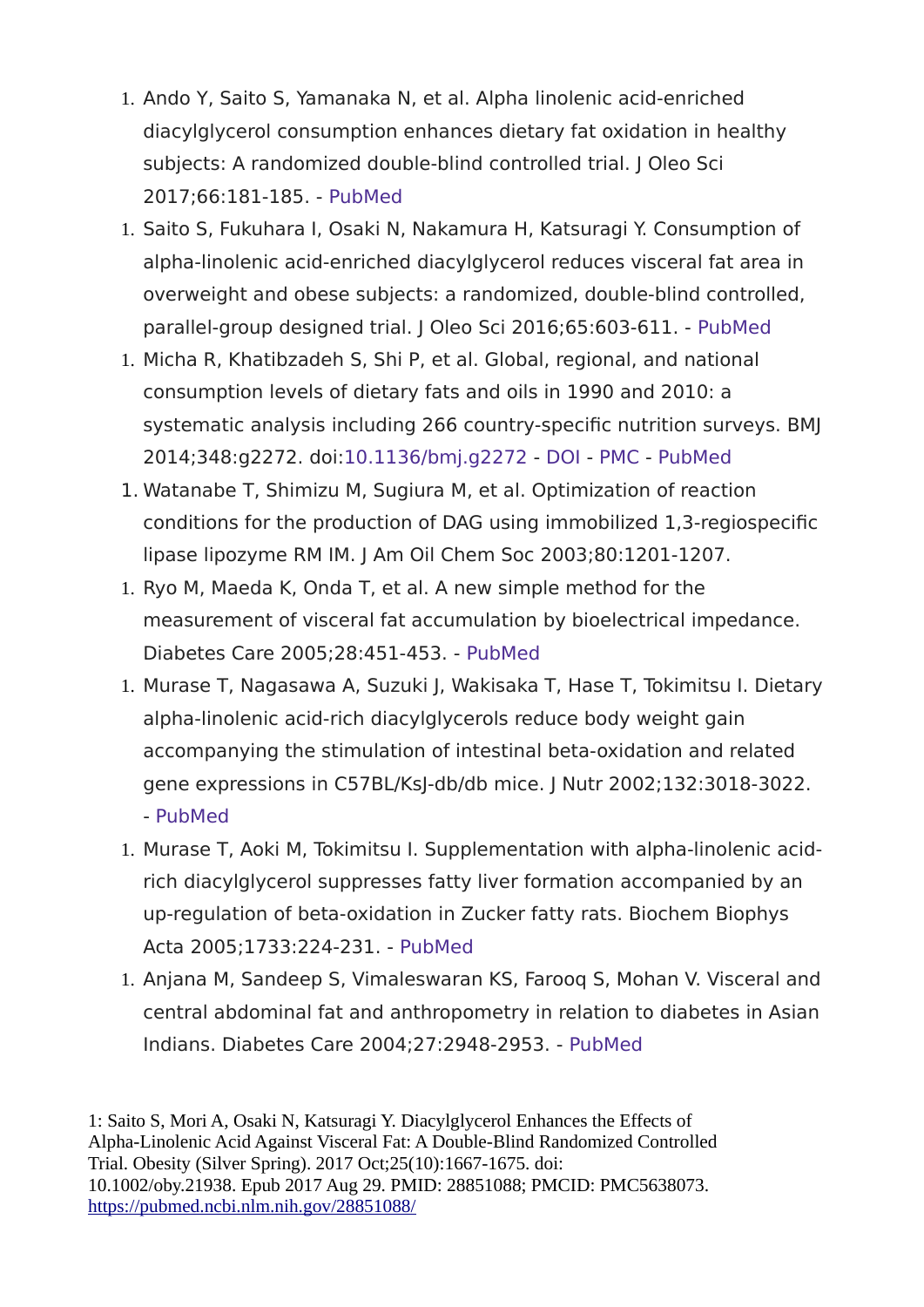1. Ando Y, Saito S, Yamanaka N, et al. Alpha linolenic acid-enriched diacylglycerol consumption enhances dietary fat oxidation in healthy subjects: A randomized double-blind controlled trial. J Oleo Sci 2017;66:181-185. - PubMed
1. Saito S, Fukuhara I, Osaki N, Nakamura H, Katsuragi Y. Consumption of alpha-linolenic acid-enriched diacylglycerol reduces visceral fat area in overweight and obese subjects: a randomized, double-blind controlled, parallel-group designed trial. J Oleo Sci 2016;65:603-611. - PubMed
1. Micha R, Khatibzadeh S, Shi P, et al. Global, regional, and national consumption levels of dietary fats and oils in 1990 and 2010: a systematic analysis including 266 country-specific nutrition surveys. BMJ 2014;348:g2272. doi:10.1136/bmj.g2272 - DOI - PMC - PubMed
1. Watanabe T, Shimizu M, Sugiura M, et al. Optimization of reaction conditions for the production of DAG using immobilized 1,3-regiospecific lipase lipozyme RM IM. J Am Oil Chem Soc 2003;80:1201-1207.
1. Ryo M, Maeda K, Onda T, et al. A new simple method for the measurement of visceral fat accumulation by bioelectrical impedance. Diabetes Care 2005;28:451-453. - PubMed
1. Murase T, Nagasawa A, Suzuki J, Wakisaka T, Hase T, Tokimitsu I. Dietary alpha-linolenic acid-rich diacylglycerols reduce body weight gain accompanying the stimulation of intestinal beta-oxidation and related gene expressions in C57BL/KsJ-db/db mice. J Nutr 2002;132:3018-3022. - PubMed
1. Murase T, Aoki M, Tokimitsu I. Supplementation with alpha-linolenic acid-rich diacylglycerol suppresses fatty liver formation accompanied by an up-regulation of beta-oxidation in Zucker fatty rats. Biochem Biophys Acta 2005;1733:224-231. - PubMed
1. Anjana M, Sandeep S, Vimaleswaran KS, Farooq S, Mohan V. Visceral and central abdominal fat and anthropometry in relation to diabetes in Asian Indians. Diabetes Care 2004;27:2948-2953. - PubMed

1: Saito S, Mori A, Osaki N, Katsuragi Y. Diacylglycerol Enhances the Effects of Alpha-Linolenic Acid Against Visceral Fat: A Double-Blind Randomized Controlled Trial. Obesity (Silver Spring). 2017 Oct;25(10):1667-1675. doi: 10.1002/oby.21938. Epub 2017 Aug 29. PMID: 28851088; PMCID: PMC5638073. https://pubmed.ncbi.nlm.nih.gov/28851088/